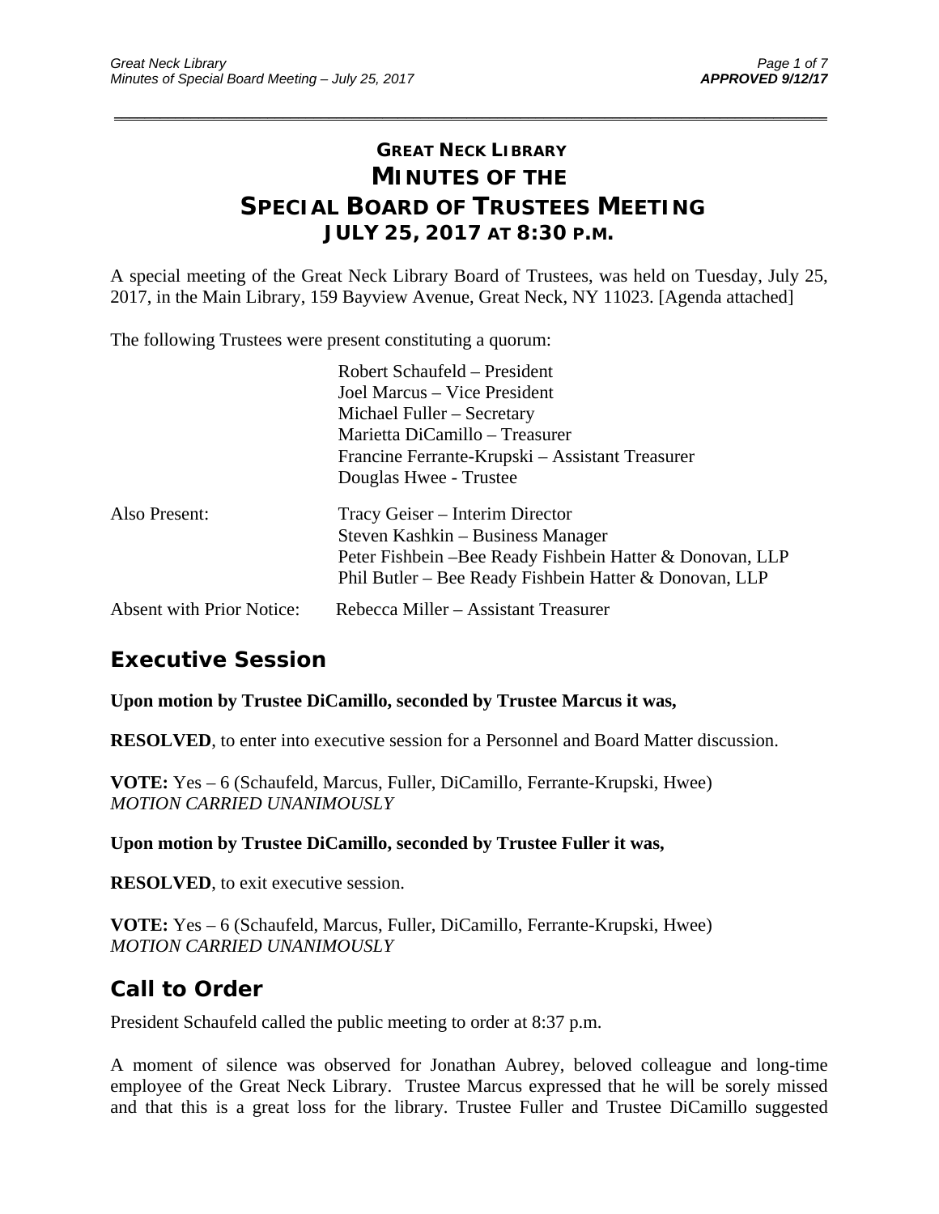# GREAT NECK LIBRARY
# MINUTES OF THE
# SPECIAL BOARD OF TRUSTEES MEETING
## JULY 25, 2017 AT 8:30 P.M.

A special meeting of the Great Neck Library Board of Trustees, was held on Tuesday, July 25, 2017, in the Main Library, 159 Bayview Avenue, Great Neck, NY 11023. [Agenda attached]

The following Trustees were present constituting a quorum:

Robert Schaufeld – President
Joel Marcus – Vice President
Michael Fuller – Secretary
Marietta DiCamillo – Treasurer
Francine Ferrante-Krupski – Assistant Treasurer
Douglas Hwee - Trustee

Also Present:
Tracy Geiser – Interim Director
Steven Kashkin – Business Manager
Peter Fishbein –Bee Ready Fishbein Hatter & Donovan, LLP
Phil Butler – Bee Ready Fishbein Hatter & Donovan, LLP

Absent with Prior Notice: Rebecca Miller – Assistant Treasurer

## Executive Session

**Upon motion by Trustee DiCamillo, seconded by Trustee Marcus it was,**

**RESOLVED**, to enter into executive session for a Personnel and Board Matter discussion.

**VOTE:** Yes – 6 (Schaufeld, Marcus, Fuller, DiCamillo, Ferrante-Krupski, Hwee)
*MOTION CARRIED UNANIMOUSLY*

**Upon motion by Trustee DiCamillo, seconded by Trustee Fuller it was,**

**RESOLVED**, to exit executive session.

**VOTE:** Yes – 6 (Schaufeld, Marcus, Fuller, DiCamillo, Ferrante-Krupski, Hwee)
*MOTION CARRIED UNANIMOUSLY*

## Call to Order

President Schaufeld called the public meeting to order at 8:37 p.m.

A moment of silence was observed for Jonathan Aubrey, beloved colleague and long-time employee of the Great Neck Library. Trustee Marcus expressed that he will be sorely missed and that this is a great loss for the library. Trustee Fuller and Trustee DiCamillo suggested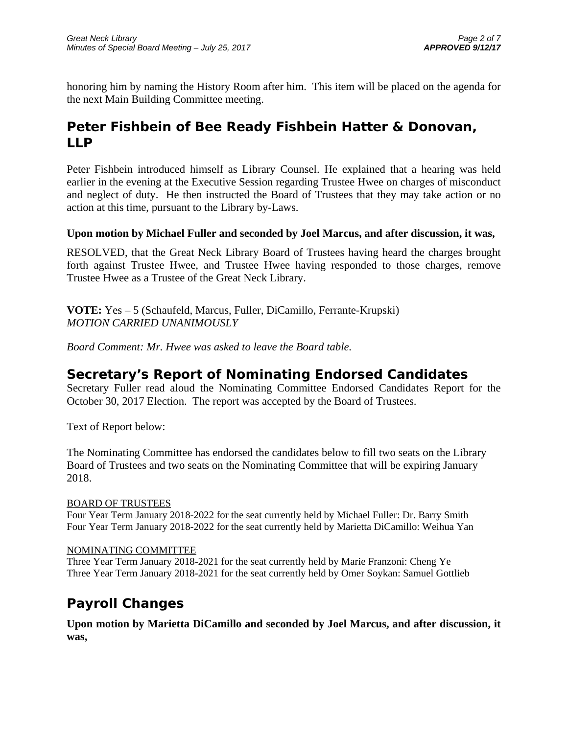honoring him by naming the History Room after him. This item will be placed on the agenda for the next Main Building Committee meeting.

## Peter Fishbein of Bee Ready Fishbein Hatter & Donovan, LLP

Peter Fishbein introduced himself as Library Counsel. He explained that a hearing was held earlier in the evening at the Executive Session regarding Trustee Hwee on charges of misconduct and neglect of duty. He then instructed the Board of Trustees that they may take action or no action at this time, pursuant to the Library by-Laws.

**Upon motion by Michael Fuller and seconded by Joel Marcus, and after discussion, it was,**

RESOLVED, that the Great Neck Library Board of Trustees having heard the charges brought forth against Trustee Hwee, and Trustee Hwee having responded to those charges, remove Trustee Hwee as a Trustee of the Great Neck Library.

**VOTE:** Yes – 5 (Schaufeld, Marcus, Fuller, DiCamillo, Ferrante-Krupski)
*MOTION CARRIED UNANIMOUSLY*

*Board Comment: Mr. Hwee was asked to leave the Board table.*

## Secretary's Report of Nominating Endorsed Candidates

Secretary Fuller read aloud the Nominating Committee Endorsed Candidates Report for the October 30, 2017 Election. The report was accepted by the Board of Trustees.

Text of Report below:

The Nominating Committee has endorsed the candidates below to fill two seats on the Library Board of Trustees and two seats on the Nominating Committee that will be expiring January 2018.

BOARD OF TRUSTEES
Four Year Term January 2018-2022 for the seat currently held by Michael Fuller: Dr. Barry Smith
Four Year Term January 2018-2022 for the seat currently held by Marietta DiCamillo: Weihua Yan

NOMINATING COMMITTEE
Three Year Term January 2018-2021 for the seat currently held by Marie Franzoni: Cheng Ye
Three Year Term January 2018-2021 for the seat currently held by Omer Soykan: Samuel Gottlieb

## Payroll Changes

**Upon motion by Marietta DiCamillo and seconded by Joel Marcus, and after discussion, it was,**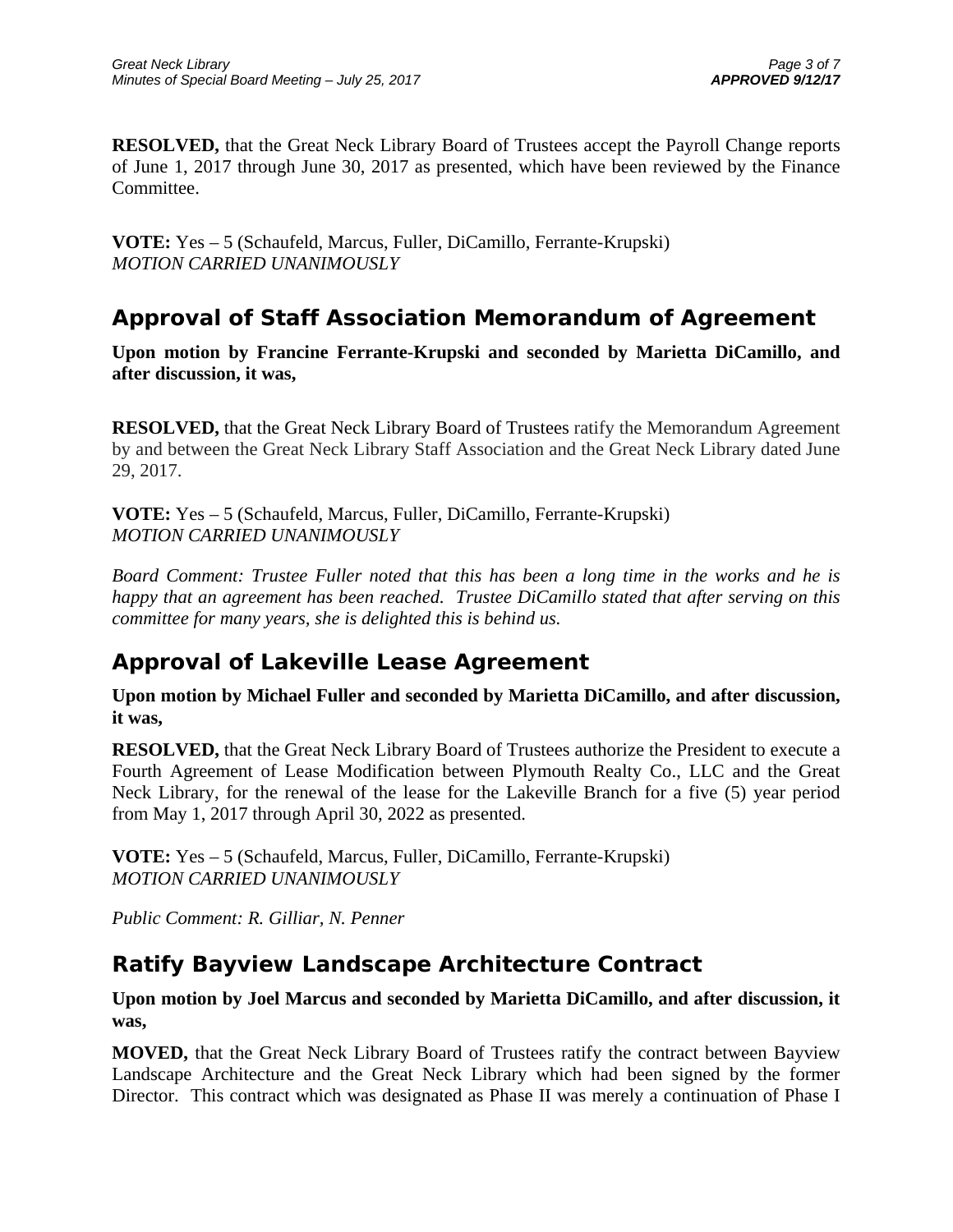**RESOLVED,** that the Great Neck Library Board of Trustees accept the Payroll Change reports of June 1, 2017 through June 30, 2017 as presented, which have been reviewed by the Finance Committee.

**VOTE:** Yes – 5 (Schaufeld, Marcus, Fuller, DiCamillo, Ferrante-Krupski)
*MOTION CARRIED UNANIMOUSLY*

## Approval of Staff Association Memorandum of Agreement

**Upon motion by Francine Ferrante-Krupski and seconded by Marietta DiCamillo, and after discussion, it was,**

**RESOLVED,** that the Great Neck Library Board of Trustees ratify the Memorandum Agreement by and between the Great Neck Library Staff Association and the Great Neck Library dated June 29, 2017.

**VOTE:** Yes – 5 (Schaufeld, Marcus, Fuller, DiCamillo, Ferrante-Krupski)
*MOTION CARRIED UNANIMOUSLY*

*Board Comment: Trustee Fuller noted that this has been a long time in the works and he is happy that an agreement has been reached. Trustee DiCamillo stated that after serving on this committee for many years, she is delighted this is behind us.*

## Approval of Lakeville Lease Agreement

**Upon motion by Michael Fuller and seconded by Marietta DiCamillo, and after discussion, it was,**

**RESOLVED,** that the Great Neck Library Board of Trustees authorize the President to execute a Fourth Agreement of Lease Modification between Plymouth Realty Co., LLC and the Great Neck Library, for the renewal of the lease for the Lakeville Branch for a five (5) year period from May 1, 2017 through April 30, 2022 as presented.

**VOTE:** Yes – 5 (Schaufeld, Marcus, Fuller, DiCamillo, Ferrante-Krupski)
*MOTION CARRIED UNANIMOUSLY*

*Public Comment: R. Gilliar, N. Penner*

## Ratify Bayview Landscape Architecture Contract

**Upon motion by Joel Marcus and seconded by Marietta DiCamillo, and after discussion, it was,**

**MOVED,** that the Great Neck Library Board of Trustees ratify the contract between Bayview Landscape Architecture and the Great Neck Library which had been signed by the former Director. This contract which was designated as Phase II was merely a continuation of Phase I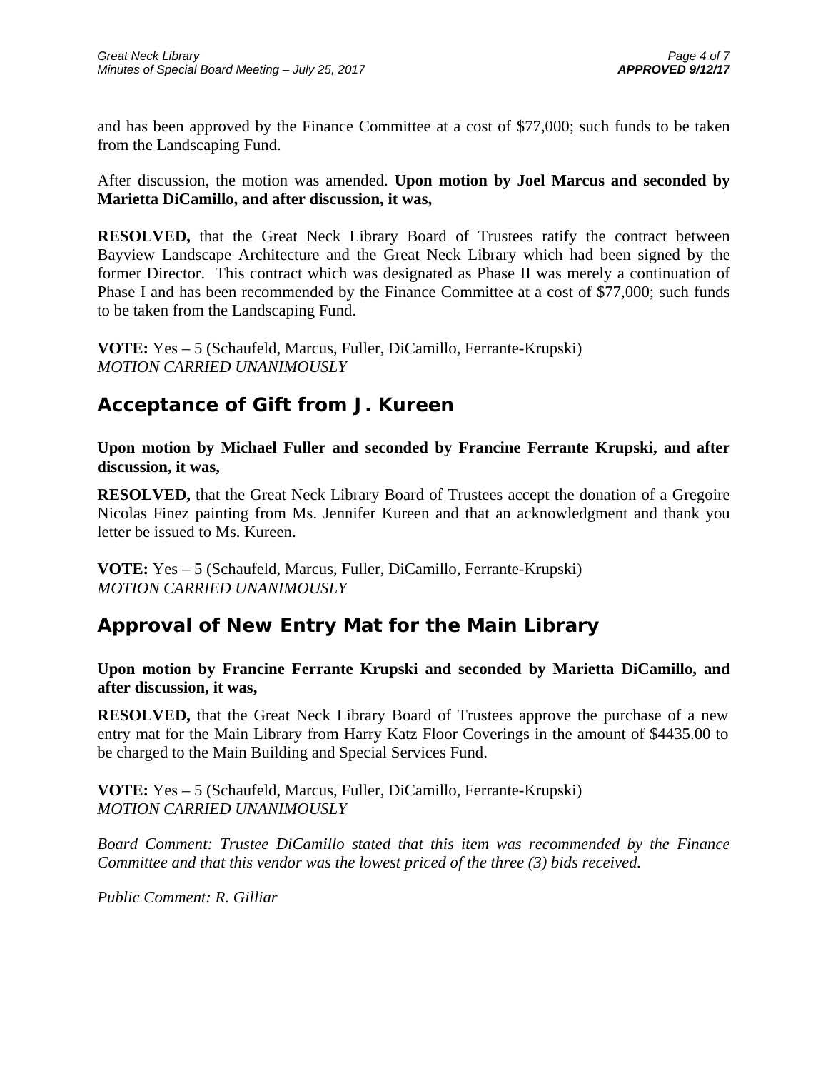and has been approved by the Finance Committee at a cost of $77,000; such funds to be taken from the Landscaping Fund.

After discussion, the motion was amended. **Upon motion by Joel Marcus and seconded by Marietta DiCamillo, and after discussion, it was,**

**RESOLVED,** that the Great Neck Library Board of Trustees ratify the contract between Bayview Landscape Architecture and the Great Neck Library which had been signed by the former Director. This contract which was designated as Phase II was merely a continuation of Phase I and has been recommended by the Finance Committee at a cost of $77,000; such funds to be taken from the Landscaping Fund.

**VOTE:** Yes – 5 (Schaufeld, Marcus, Fuller, DiCamillo, Ferrante-Krupski)
*MOTION CARRIED UNANIMOUSLY*

## Acceptance of Gift from J. Kureen

**Upon motion by Michael Fuller and seconded by Francine Ferrante Krupski, and after discussion, it was,**

**RESOLVED,** that the Great Neck Library Board of Trustees accept the donation of a Gregoire Nicolas Finez painting from Ms. Jennifer Kureen and that an acknowledgment and thank you letter be issued to Ms. Kureen.

**VOTE:** Yes – 5 (Schaufeld, Marcus, Fuller, DiCamillo, Ferrante-Krupski)
*MOTION CARRIED UNANIMOUSLY*

## Approval of New Entry Mat for the Main Library

**Upon motion by Francine Ferrante Krupski and seconded by Marietta DiCamillo, and after discussion, it was,**

**RESOLVED,** that the Great Neck Library Board of Trustees approve the purchase of a new entry mat for the Main Library from Harry Katz Floor Coverings in the amount of $4435.00 to be charged to the Main Building and Special Services Fund.

**VOTE:** Yes – 5 (Schaufeld, Marcus, Fuller, DiCamillo, Ferrante-Krupski)
*MOTION CARRIED UNANIMOUSLY*

*Board Comment: Trustee DiCamillo stated that this item was recommended by the Finance Committee and that this vendor was the lowest priced of the three (3) bids received.*

*Public Comment: R. Gilliar*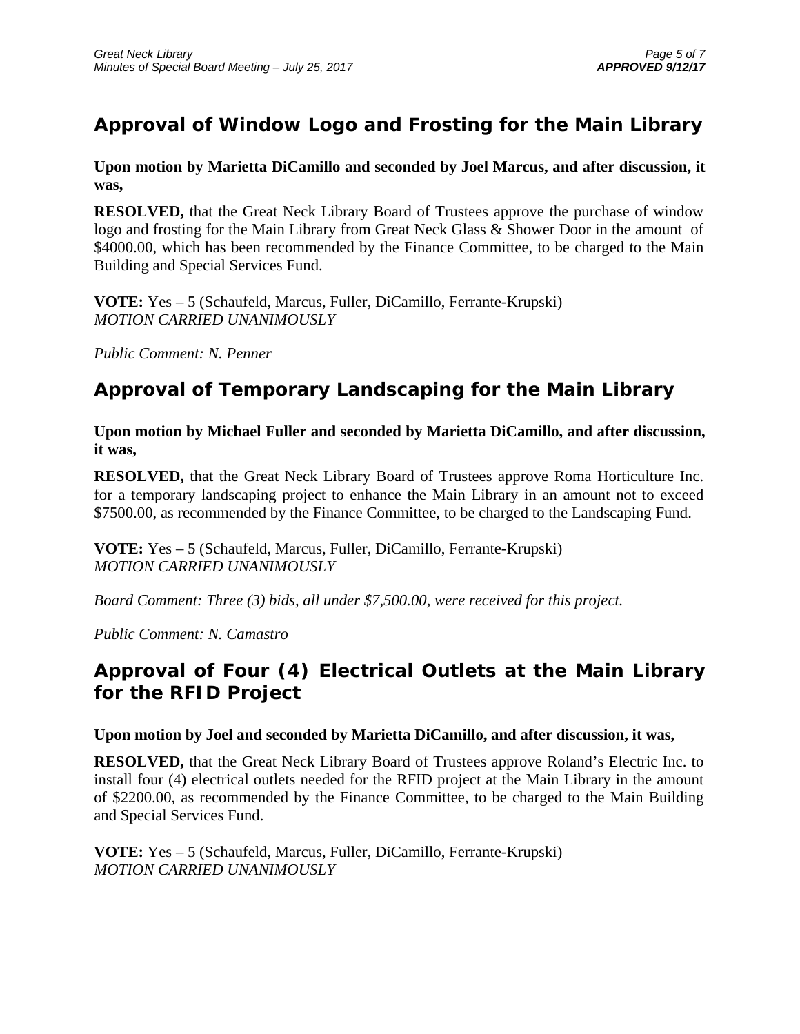## Approval of Window Logo and Frosting for the Main Library

**Upon motion by Marietta DiCamillo and seconded by Joel Marcus, and after discussion, it was,**

**RESOLVED,** that the Great Neck Library Board of Trustees approve the purchase of window logo and frosting for the Main Library from Great Neck Glass & Shower Door in the amount of $4000.00, which has been recommended by the Finance Committee, to be charged to the Main Building and Special Services Fund.

**VOTE:** Yes – 5 (Schaufeld, Marcus, Fuller, DiCamillo, Ferrante-Krupski)
*MOTION CARRIED UNANIMOUSLY*

*Public Comment: N. Penner*

## Approval of Temporary Landscaping for the Main Library

**Upon motion by Michael Fuller and seconded by Marietta DiCamillo, and after discussion, it was,**

**RESOLVED,** that the Great Neck Library Board of Trustees approve Roma Horticulture Inc. for a temporary landscaping project to enhance the Main Library in an amount not to exceed $7500.00, as recommended by the Finance Committee, to be charged to the Landscaping Fund.

**VOTE:** Yes – 5 (Schaufeld, Marcus, Fuller, DiCamillo, Ferrante-Krupski)
*MOTION CARRIED UNANIMOUSLY*

*Board Comment: Three (3) bids, all under $7,500.00, were received for this project.*

*Public Comment: N. Camastro*

## Approval of Four (4) Electrical Outlets at the Main Library for the RFID Project

**Upon motion by Joel and seconded by Marietta DiCamillo, and after discussion, it was,**

**RESOLVED,** that the Great Neck Library Board of Trustees approve Roland's Electric Inc. to install four (4) electrical outlets needed for the RFID project at the Main Library in the amount of $2200.00, as recommended by the Finance Committee, to be charged to the Main Building and Special Services Fund.

**VOTE:** Yes – 5 (Schaufeld, Marcus, Fuller, DiCamillo, Ferrante-Krupski)
*MOTION CARRIED UNANIMOUSLY*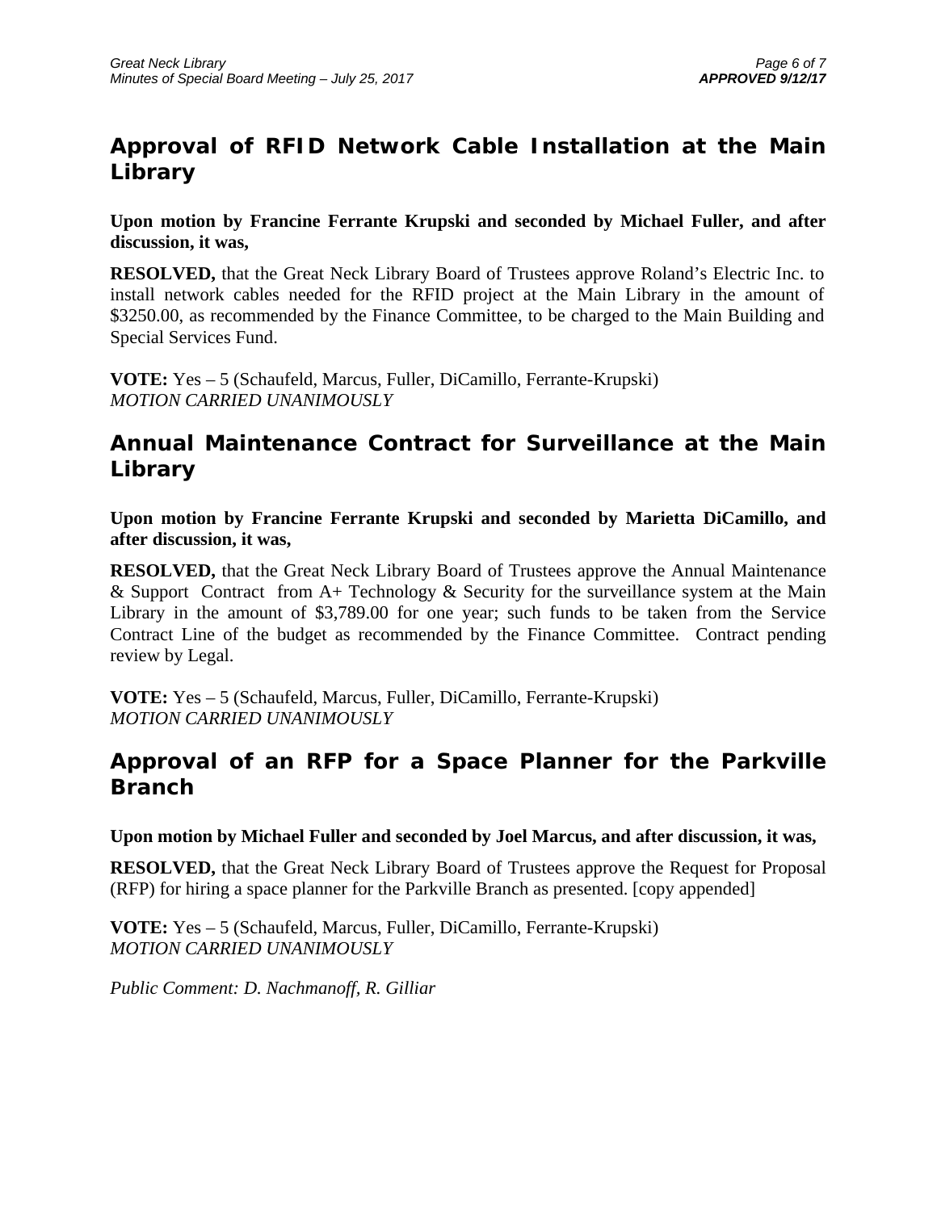## Approval of RFID Network Cable Installation at the Main Library

**Upon motion by Francine Ferrante Krupski and seconded by Michael Fuller, and after discussion, it was,**

**RESOLVED,** that the Great Neck Library Board of Trustees approve Roland's Electric Inc. to install network cables needed for the RFID project at the Main Library in the amount of $3250.00, as recommended by the Finance Committee, to be charged to the Main Building and Special Services Fund.

**VOTE:** Yes – 5 (Schaufeld, Marcus, Fuller, DiCamillo, Ferrante-Krupski)
*MOTION CARRIED UNANIMOUSLY*

## Annual Maintenance Contract for Surveillance at the Main Library

**Upon motion by Francine Ferrante Krupski and seconded by Marietta DiCamillo, and after discussion, it was,**

**RESOLVED,** that the Great Neck Library Board of Trustees approve the Annual Maintenance & Support Contract from A+ Technology & Security for the surveillance system at the Main Library in the amount of $3,789.00 for one year; such funds to be taken from the Service Contract Line of the budget as recommended by the Finance Committee. Contract pending review by Legal.

**VOTE:** Yes – 5 (Schaufeld, Marcus, Fuller, DiCamillo, Ferrante-Krupski)
*MOTION CARRIED UNANIMOUSLY*

## Approval of an RFP for a Space Planner for the Parkville Branch

**Upon motion by Michael Fuller and seconded by Joel Marcus, and after discussion, it was,**

**RESOLVED,** that the Great Neck Library Board of Trustees approve the Request for Proposal (RFP) for hiring a space planner for the Parkville Branch as presented. [copy appended]

**VOTE:** Yes – 5 (Schaufeld, Marcus, Fuller, DiCamillo, Ferrante-Krupski)
*MOTION CARRIED UNANIMOUSLY*

*Public Comment: D. Nachmanoff, R. Gilliar*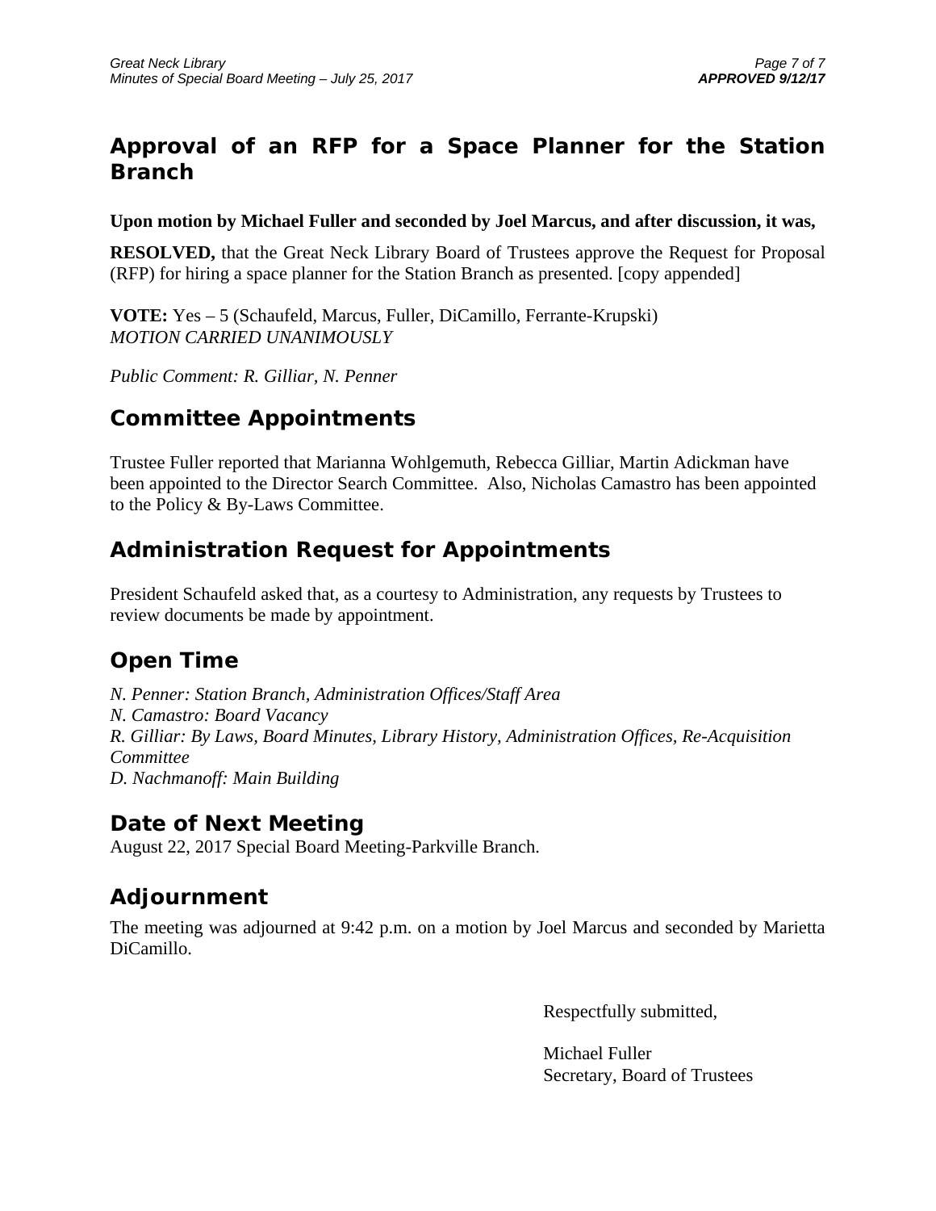## Approval of an RFP for a Space Planner for the Station Branch

**Upon motion by Michael Fuller and seconded by Joel Marcus, and after discussion, it was,**

**RESOLVED,** that the Great Neck Library Board of Trustees approve the Request for Proposal (RFP) for hiring a space planner for the Station Branch as presented. [copy appended]

**VOTE:** Yes – 5 (Schaufeld, Marcus, Fuller, DiCamillo, Ferrante-Krupski)
*MOTION CARRIED UNANIMOUSLY*

*Public Comment: R. Gilliar, N. Penner*

## Committee Appointments

Trustee Fuller reported that Marianna Wohlgemuth, Rebecca Gilliar, Martin Adickman have been appointed to the Director Search Committee. Also, Nicholas Camastro has been appointed to the Policy & By-Laws Committee.

## Administration Request for Appointments

President Schaufeld asked that, as a courtesy to Administration, any requests by Trustees to review documents be made by appointment.

## Open Time

*N. Penner: Station Branch, Administration Offices/Staff Area*
*N. Camastro: Board Vacancy*
*R. Gilliar: By Laws, Board Minutes, Library History, Administration Offices, Re-Acquisition Committee*
*D. Nachmanoff: Main Building*

## Date of Next Meeting

August 22, 2017 Special Board Meeting-Parkville Branch.

## Adjournment

The meeting was adjourned at 9:42 p.m. on a motion by Joel Marcus and seconded by Marietta DiCamillo.

Respectfully submitted,

Michael Fuller
Secretary, Board of Trustees